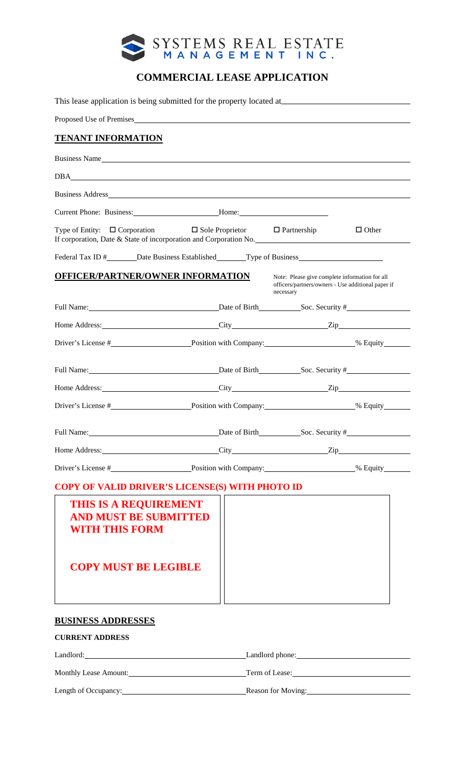# SYSTEMS REAL ESTATE MANAGEMENT INC.

## COMMERCIAL LEASE APPLICATION

This lease application is being submitted for the property located at_______________________________

Proposed Use of Premises_______________________________________________________________

### TENANT INFORMATION

Business Name_______________________________________________________________

DBA_______________________________________________________________

Business Address_______________________________________________________________

Current Phone: Business:_____________________ Home:_____________________

Type of Entity: ☐ Corporation ☐ Sole Proprietor ☐ Partnership ☐ Other

If corporation, Date & State of incorporation and Corporation No._______________________________

Federal Tax ID #________ Date Business Established________ Type of Business_____________________

### OFFICER/PARTNER/OWNER INFORMATION

Note: Please give complete information for all officers/partners/owners - Use additional paper if necessary

Full Name:_______________________________ Date of Birth__________ Soc. Security #________________

Home Address:_____________________________ City_____________________ Zip________________

Driver's License #____________________ Position with Company:_____________________ % Equity______

Full Name:_______________________________ Date of Birth__________ Soc. Security #________________

Home Address:_____________________________ City_____________________ Zip________________

Driver's License #____________________ Position with Company:_____________________ % Equity______

Full Name:_______________________________ Date of Birth__________ Soc. Security #________________

Home Address:_____________________________ City_____________________ Zip________________

Driver's License #____________________ Position with Company:_____________________ % Equity______

### COPY OF VALID DRIVER'S LICENSE(S) WITH PHOTO ID

**THIS IS A REQUIREMENT AND MUST BE SUBMITTED WITH THIS FORM**

**COPY MUST BE LEGIBLE**

### BUSINESS ADDRESSES

**CURRENT ADDRESS**

Landlord:_______________________________ Landlord phone:_______________________

Monthly Lease Amount:_____________________ Term of Lease:_______________________

Length of Occupancy:______________________ Reason for Moving:____________________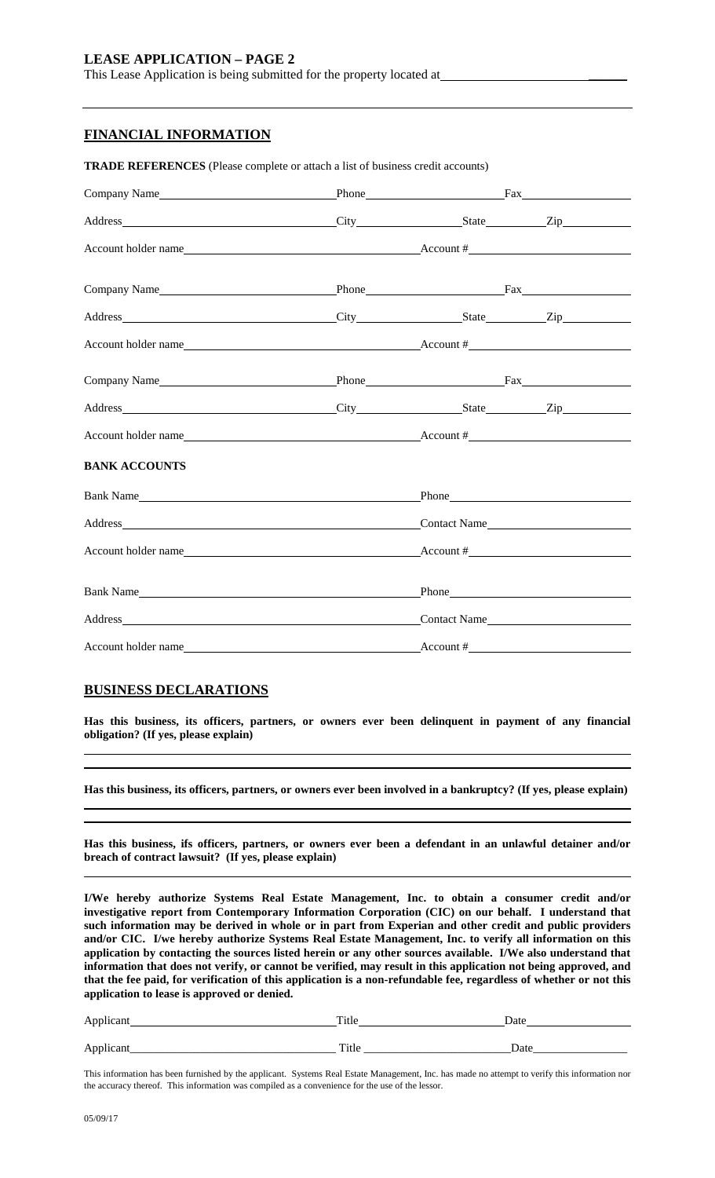## LEASE APPLICATION – PAGE 2

This Lease Application is being submitted for the property located at_______________________

## FINANCIAL INFORMATION

**TRADE REFERENCES** (Please complete or attach a list of business credit accounts)

Company Name_______________________ Phone_______________________ Fax_______________________

Address_______________________ City_______________ State_________ Zip___________

Account holder name_______________________ Account #_______________________

Company Name_______________________ Phone_______________________ Fax_______________________

Address_______________________ City_______________ State_________ Zip___________

Account holder name_______________________ Account #_______________________

Company Name_______________________ Phone_______________________ Fax_______________________

Address_______________________ City_______________ State_________ Zip___________

Account holder name_______________________ Account #_______________________

**BANK ACCOUNTS**

Bank Name_______________________ Phone_______________________

Address_______________________ Contact Name_______________________

Account holder name_______________________ Account #_______________________

Bank Name_______________________ Phone_______________________

Address_______________________ Contact Name_______________________

Account holder name_______________________ Account #_______________________

## BUSINESS DECLARATIONS

**Has this business, its officers, partners, or owners ever been delinquent in payment of any financial obligation? (If yes, please explain)**

_______________________________________________

_______________________________________________

**Has this business, its officers, partners, or owners ever been involved in a bankruptcy? (If yes, please explain)**

_______________________________________________

_______________________________________________

**Has this business, ifs officers, partners, or owners ever been a defendant in an unlawful detainer and/or breach of contract lawsuit? (If yes, please explain)**

_______________________________________________

**I/We hereby authorize Systems Real Estate Management, Inc. to obtain a consumer credit and/or investigative report from Contemporary Information Corporation (CIC) on our behalf. I understand that such information may be derived in whole or in part from Experian and other credit and public providers and/or CIC. I/we hereby authorize Systems Real Estate Management, Inc. to verify all information on this application by contacting the sources listed herein or any other sources available. I/We also understand that information that does not verify, or cannot be verified, may result in this application not being approved, and that the fee paid, for verification of this application is a non-refundable fee, regardless of whether or not this application to lease is approved or denied.**

Applicant_______________________ Title_______________________ Date_______________

Applicant_______________________ Title_______________________ Date_______________

This information has been furnished by the applicant. Systems Real Estate Management, Inc. has made no attempt to verify this information nor the accuracy thereof. This information was compiled as a convenience for the use of the lessor.

05/09/17